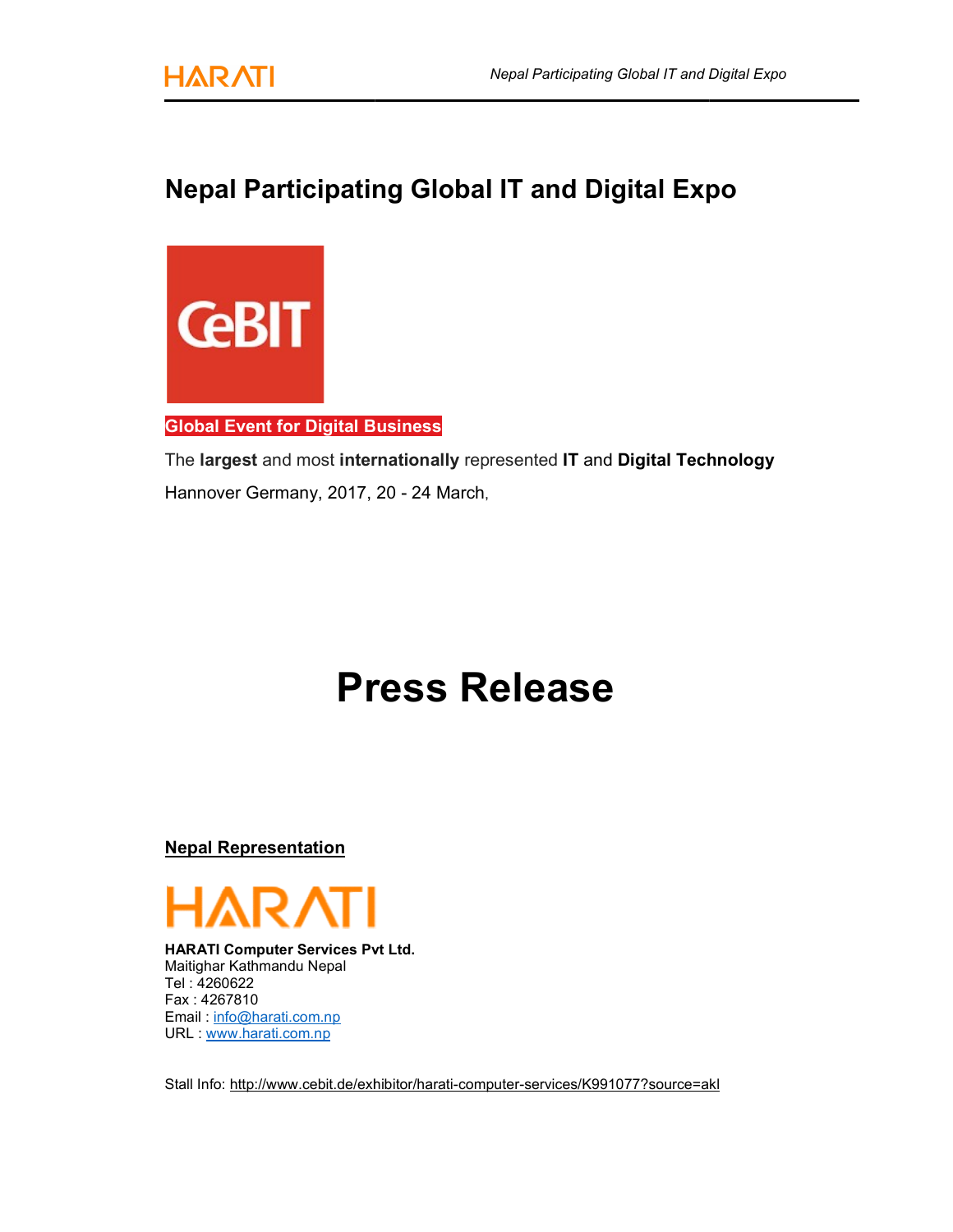# Nepal Participating Global IT and Digital Expo

CeBIT

**Global Event for Digital Business**

The **largest** and most **internationally** represented **IT** and **Digital Technology**

Hannover Germany, 2017, 20 - 24 March,

# Press Release

**Nepal Representation**

HARATI

**HARATI Computer Services Pvt Ltd.**
Maitighar Kathmandu Nepal
Tel : 4260622
Fax : 4267810
Email : info@harati.com.np
URL : www.harati.com.np

Stall Info: http://www.cebit.de/exhibitor/harati-computer-services/K991077?source=akl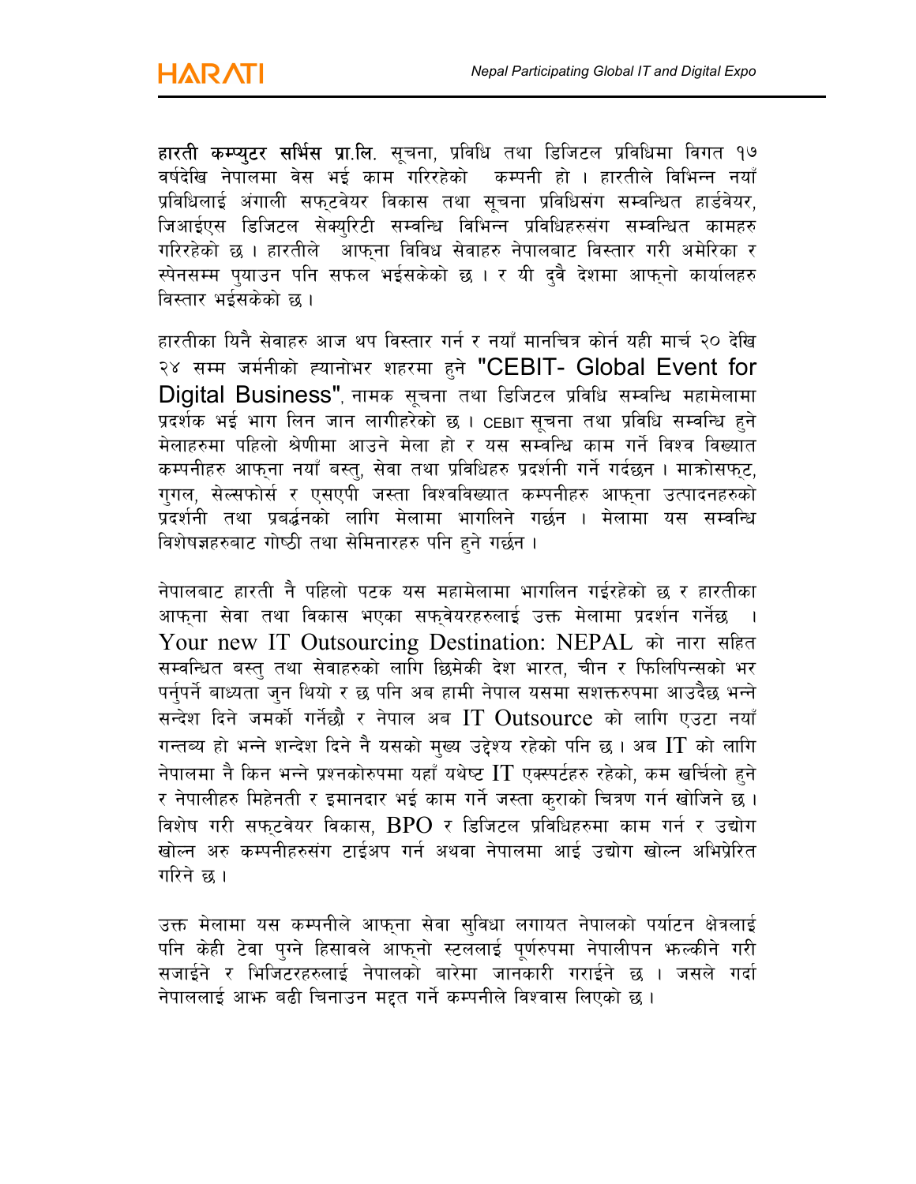**हारती कम्प्युटर सर्भिस प्रा.लि.** सूचना, प्रविधि तथा डिजिटल प्रविधिमा विगत १७ वर्षदेखि नेपालमा वेस भई काम गरिरहेको कम्पनी हो । हारतीले विभिन्न नयाँ प्रविधिलाई अंगाली सफ्टवेयर विकास तथा सूचना प्रविधिसंग सम्वन्धित हार्डवेयर, जिआईएस डिजिटल सेक्युरिटी सम्वन्धि विभिन्न प्रविधिहरुसंग सम्वन्धित कामहरु गरिरहेको छ । हारतीले आफ्ना विविध सेवाहरु नेपालबाट विस्तार गरी अमेरिका र स्पेनसम्म पुयाउन पनि सफल भईसकेको छ । र यी दुवै देशमा आफ्नो कार्यालहरु विस्तार भईसकेको छ ।

हारतीका यिनै सेवाहरु आज थप विस्तार गर्न र नयाँ मानचित्र कोर्न यही मार्च २० देखि २४ सम्म जर्मनीको ह्यानोभर शहरमा हुने "CEBIT- Global Event for Digital Business", नामक सूचना तथा डिजिटल प्रविधि सम्वन्धि महामेलामा प्रदर्शक भई भाग लिन जान लागीहरेको छ । CEBIT सूचना तथा प्रविधि सम्वन्धि हुने मेलाहरुमा पहिलो श्रेणीमा आउने मेला हो र यस सम्वन्धि काम गर्ने विश्व विख्यात कम्पनीहरु आफ्ना नयाँ बस्तु, सेवा तथा प्रविधिहरु प्रदर्शनी गर्ने गर्दछन । माक्रोसफ्ट, गुगल, सेल्सफोर्स र एसएपी जस्ता विश्वविख्यात कम्पनीहरु आफ्ना उत्पादनहरुको प्रदर्शनी तथा प्रबर्द्धनको लागि मेलामा भागलिने गर्छन । मेलामा यस सम्वन्धि विशेषज्ञहरुबाट गोष्ठी तथा सेमिनारहरु पनि हुने गर्छन ।

नेपालबाट हारती नै पहिलो पटक यस महामेलामा भागलिन गईरहेको छ र हारतीका आफ्ना सेवा तथा विकास भएका सफ्वेयरहरुलाई उक्त मेलामा प्रदर्शन गर्नेछ । Your new IT Outsourcing Destination: NEPAL को नारा सहित सम्वन्धित बस्तु तथा सेवाहरुको लागि छिमेकी देश भारत, चीन र फिलिपिन्सको भर पर्नुपर्ने बाध्यता जुन थियो र छ पनि अब हामी नेपाल यसमा सशक्तरुपमा आउदैछ भन्ने सन्देश दिने जमर्को गर्नेछौ र नेपाल अब IT Outsource को लागि एउटा नयाँ गन्तब्य हो भन्ने शन्देश दिने नै यसको मुख्य उद्देश्य रहेको पनि छ । अब IT को लागि नेपालमा नै किन भन्ने प्रश्नकोरुपमा यहाँ यथेष्ट IT एक्स्पर्टहरु रहेको, कम खर्चिलो हुने र नेपालीहरु मिहेनती र इमानदार भई काम गर्ने जस्ता कुराको चित्रण गर्न खोजिने छ । विशेष गरी सफ्टवेयर विकास, BPO र डिजिटल प्रविधिहरुमा काम गर्न र उद्योग खोल्न अरु कम्पनीहरुसंग टाईअप गर्न अथवा नेपालमा आई उद्योग खोल्न अभिप्रेरित गरिने छ ।

उक्त मेलामा यस कम्पनीले आफ्ना सेवा सुविधा लगायत नेपालको पर्याटन क्षेत्रलाई पनि केही टेवा पुग्ने हिसावले आफ्नो स्टललाई पूर्णरुपमा नेपालीपन झल्कीने गरी सजाईने र भिजिटरहरुलाई नेपालको बारेमा जानकारी गराईने छ । जसले गर्दा नेपाललाई आझ बढी चिनाउन मद्दत गर्ने कम्पनीले विश्वास लिएको छ ।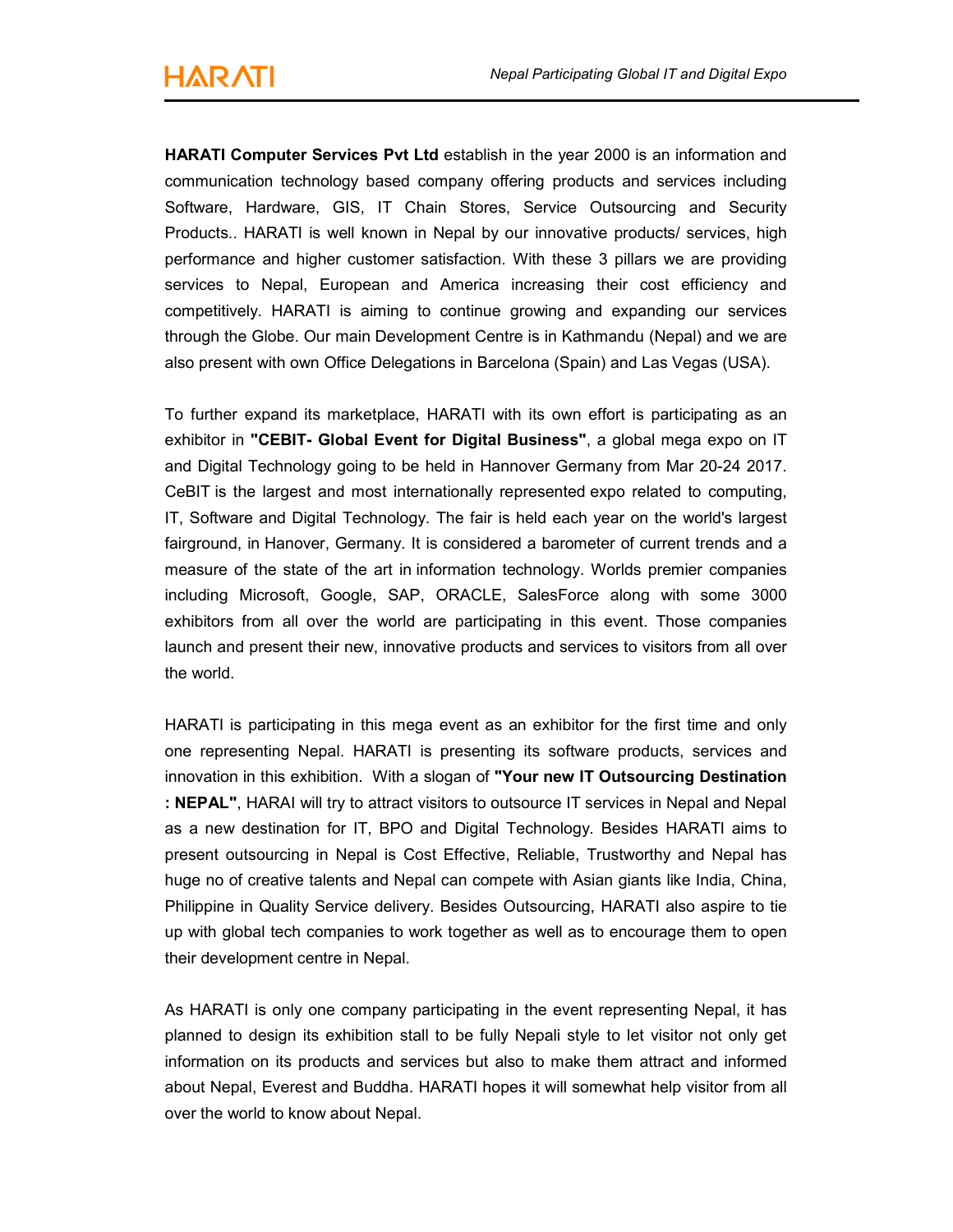**HARATI Computer Services Pvt Ltd** establish in the year 2000 is an information and communication technology based company offering products and services including Software, Hardware, GIS, IT Chain Stores, Service Outsourcing and Security Products.. HARATI is well known in Nepal by our innovative products/ services, high performance and higher customer satisfaction. With these 3 pillars we are providing services to Nepal, European and America increasing their cost efficiency and competitively. HARATI is aiming to continue growing and expanding our services through the Globe. Our main Development Centre is in Kathmandu (Nepal) and we are also present with own Office Delegations in Barcelona (Spain) and Las Vegas (USA).

To further expand its marketplace, HARATI with its own effort is participating as an exhibitor in **"CEBIT- Global Event for Digital Business"**, a global mega expo on IT and Digital Technology going to be held in Hannover Germany from Mar 20-24 2017. CeBIT is the largest and most internationally represented expo related to computing, IT, Software and Digital Technology. The fair is held each year on the world's largest fairground, in Hanover, Germany. It is considered a barometer of current trends and a measure of the state of the art in information technology. Worlds premier companies including Microsoft, Google, SAP, ORACLE, SalesForce along with some 3000 exhibitors from all over the world are participating in this event. Those companies launch and present their new, innovative products and services to visitors from all over the world.

HARATI is participating in this mega event as an exhibitor for the first time and only one representing Nepal. HARATI is presenting its software products, services and innovation in this exhibition. With a slogan of **"Your new IT Outsourcing Destination : NEPAL"**, HARAI will try to attract visitors to outsource IT services in Nepal and Nepal as a new destination for IT, BPO and Digital Technology. Besides HARATI aims to present outsourcing in Nepal is Cost Effective, Reliable, Trustworthy and Nepal has huge no of creative talents and Nepal can compete with Asian giants like India, China, Philippine in Quality Service delivery. Besides Outsourcing, HARATI also aspire to tie up with global tech companies to work together as well as to encourage them to open their development centre in Nepal.

As HARATI is only one company participating in the event representing Nepal, it has planned to design its exhibition stall to be fully Nepali style to let visitor not only get information on its products and services but also to make them attract and informed about Nepal, Everest and Buddha. HARATI hopes it will somewhat help visitor from all over the world to know about Nepal.